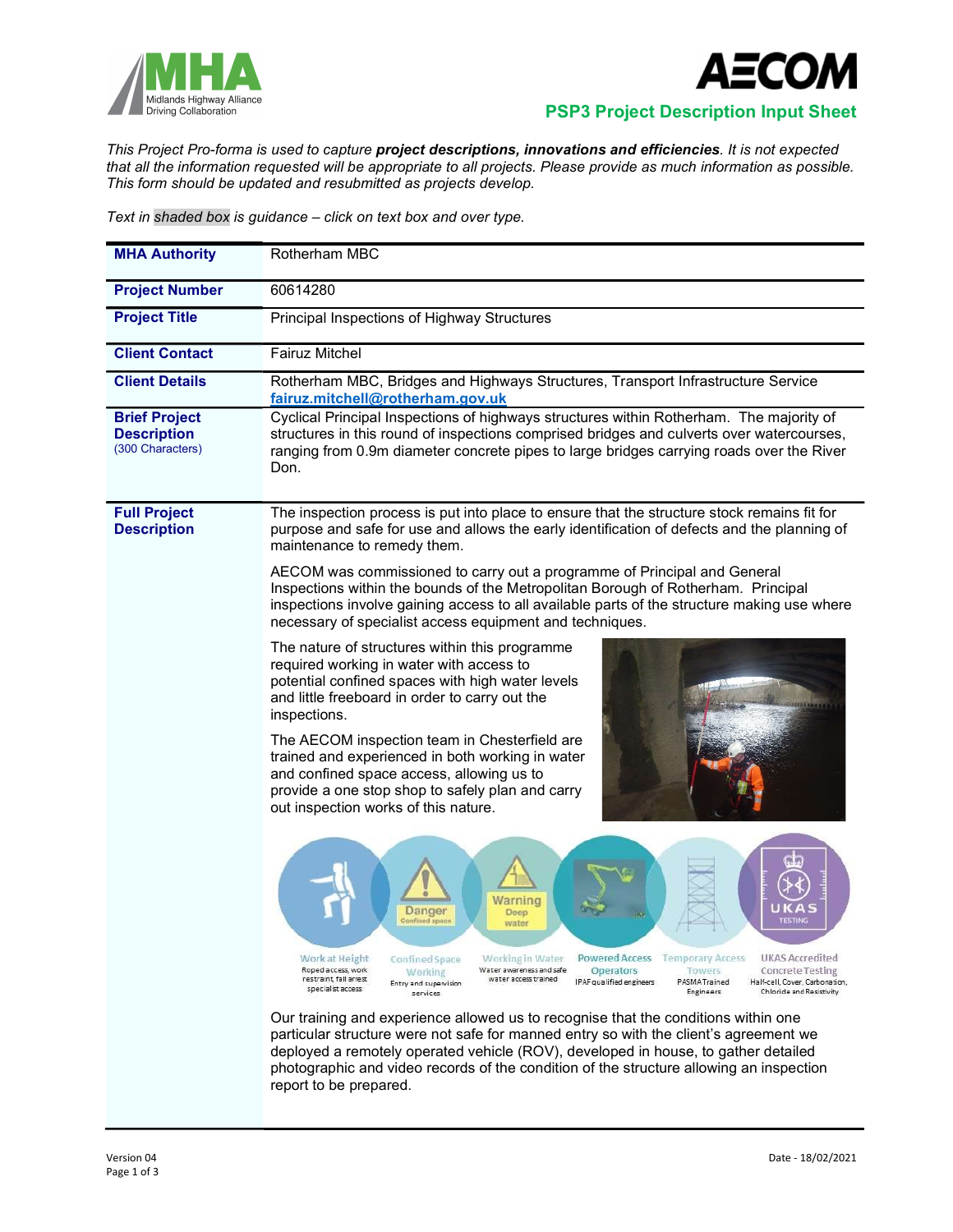**PSP3 Project Description Input Sheet**

*This Project Pro-forma is used to capture **project descriptions, innovations and efficiencies**. It is not expected that all the information requested will be appropriate to all projects. Please provide as much information as possible. This form should be updated and resubmitted as projects develop.*

*Text in shaded box is guidance – click on text box and over type.*

| | |
|---|---|
| **MHA Authority** | Rotherham MBC |
| **Project Number** | 60614280 |
| **Project Title** | Principal Inspections of Highway Structures |
| **Client Contact** | Fairuz Mitchel |
| **Client Details** | Rotherham MBC, Bridges and Highways Structures, Transport Infrastructure Service **fairuz.mitchell@rotherham.gov.uk** |
| **Brief Project Description** (300 Characters) | Cyclical Principal Inspections of highways structures within Rotherham. The majority of structures in this round of inspections comprised bridges and culverts over watercourses, ranging from 0.9m diameter concrete pipes to large bridges carrying roads over the River Don. |
| **Full Project Description** | The inspection process is put into place to ensure that the structure stock remains fit for purpose and safe for use and allows the early identification of defects and the planning of maintenance to remedy them.<br><br>AECOM was commissioned to carry out a programme of Principal and General Inspections within the bounds of the Metropolitan Borough of Rotherham. Principal inspections involve gaining access to all available parts of the structure making use where necessary of specialist access equipment and techniques.<br><br>The nature of structures within this programme required working in water with access to potential confined spaces with high water levels and little freeboard in order to carry out the inspections.<br><br>The AECOM inspection team in Chesterfield are trained and experienced in both working in water and confined space access, allowing us to provide a one stop shop to safely plan and carry out inspection works of this nature.<br><br>Work at Height – Roped access, work restraint, fall arrest specialist access; Confined Space Working – Entry and supervision services; Working in Water – Water awareness and safe water access trained; Powered Access Operators – IPAF qualified engineers; Temporary Access Towers – PASMA Trained Engineers; UKAS Accredited Concrete Testing – Half-cell, Cover, Carbonation, Chloride and Resistivity<br><br>Our training and experience allowed us to recognise that the conditions within one particular structure were not safe for manned entry so with the client's agreement we deployed a remotely operated vehicle (ROV), developed in house, to gather detailed photographic and video records of the condition of the structure allowing an inspection report to be prepared. |

Version 04 Date - 18/02/2021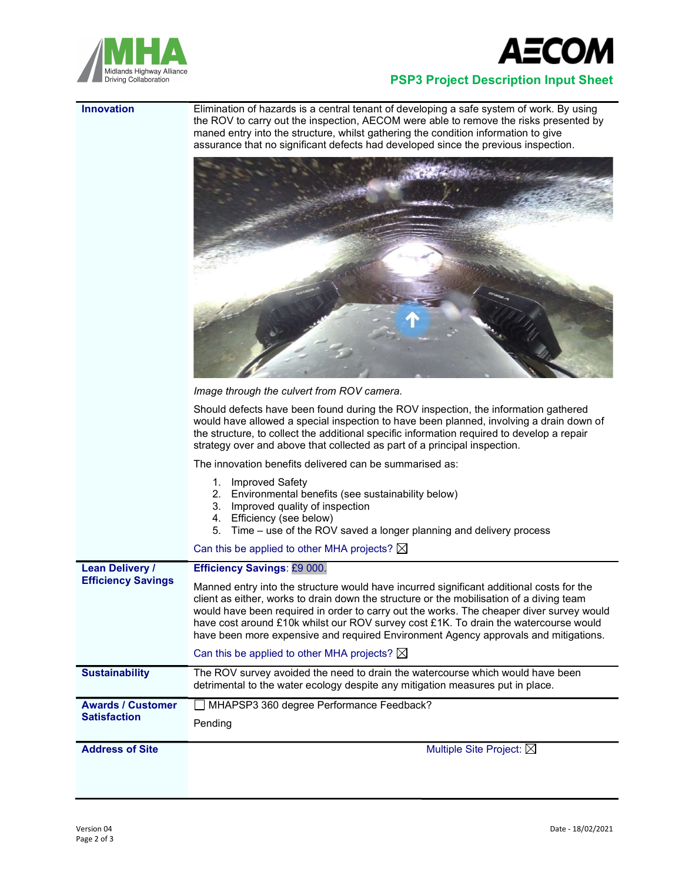| | |
|---|---|
| **Innovation** | Elimination of hazards is a central tenant of developing a safe system of work. By using the ROV to carry out the inspection, AECOM were able to remove the risks presented by maned entry into the structure, whilst gathering the condition information to give assurance that no significant defects had developed since the previous inspection. |

*Image through the culvert from ROV camera.*

Should defects have been found during the ROV inspection, the information gathered would have allowed a special inspection to have been planned, involving a drain down of the structure, to collect the additional specific information required to develop a repair strategy over and above that collected as part of a principal inspection.

The innovation benefits delivered can be summarised as:

1. Improved Safety
2. Environmental benefits (see sustainability below)
3. Improved quality of inspection
4. Efficiency (see below)
5. Time – use of the ROV saved a longer planning and delivery process

Can this be applied to other MHA projects? ☒

| | |
|---|---|
| **Lean Delivery / Efficiency Savings** | **Efficiency Savings**: £9 000. <br><br> Manned entry into the structure would have incurred significant additional costs for the client as either, works to drain down the structure or the mobilisation of a diving team would have been required in order to carry out the works. The cheaper diver survey would have cost around £10k whilst our ROV survey cost £1K. To drain the watercourse would have been more expensive and required Environment Agency approvals and mitigations. <br><br> Can this be applied to other MHA projects? ☒ |
| **Sustainability** | The ROV survey avoided the need to drain the watercourse which would have been detrimental to the water ecology despite any mitigation measures put in place. |
| **Awards / Customer Satisfaction** | ☐ MHAPSP3 360 degree Performance Feedback? <br><br> Pending |
| **Address of Site** | Multiple Site Project: ☒ |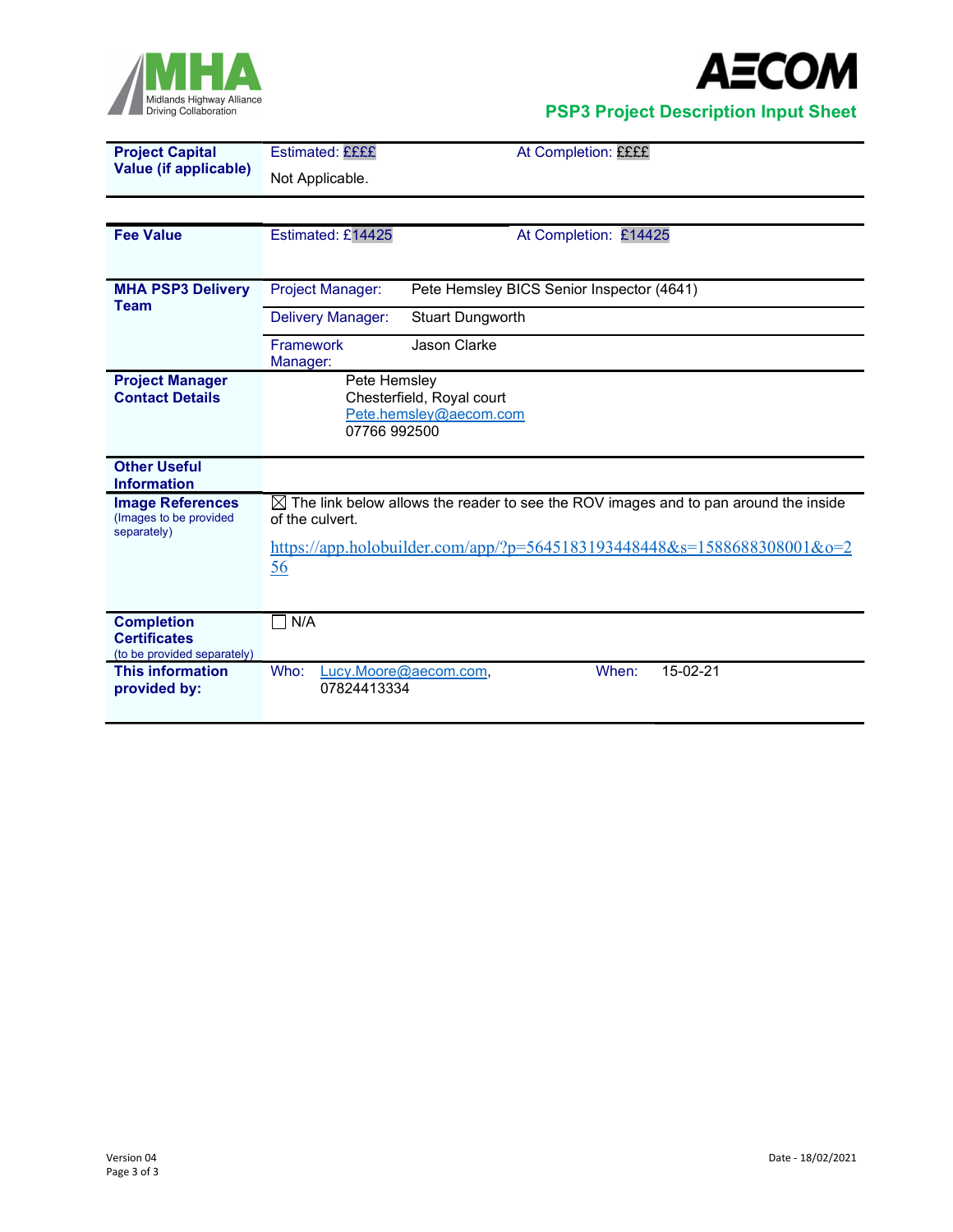PSP3 Project Description Input Sheet

| | | |
|---|---|---|
| **Project Capital Value (if applicable)** | Estimated: ££££<br>Not Applicable. | At Completion: ££££ |

| | | |
|---|---|---|
| **Fee Value** | Estimated: £14425 | At Completion: £14425 |
| **MHA PSP3 Delivery Team** | Project Manager: | Pete Hemsley BICS Senior Inspector (4641) |
| | Delivery Manager: | Stuart Dungworth |
| | Framework Manager: | Jason Clarke |
| **Project Manager Contact Details** | Pete Hemsley<br>Chesterfield, Royal court<br>Pete.hemsley@aecom.com<br>07766 992500 | |
| **Other Useful Information** | | |
| **Image References** (Images to be provided separately) | ☒ The link below allows the reader to see the ROV images and to pan around the inside of the culvert.<br>https://app.holobuilder.com/app/?p=5645183193448448&s=1588688308001&o=256 | |
| **Completion Certificates** (to be provided separately) | ☐ N/A | |
| **This information provided by:** | Who: Lucy.Moore@aecom.com, 07824413334 | When: 15-02-21 |

Version 04

Date - 18/02/2021